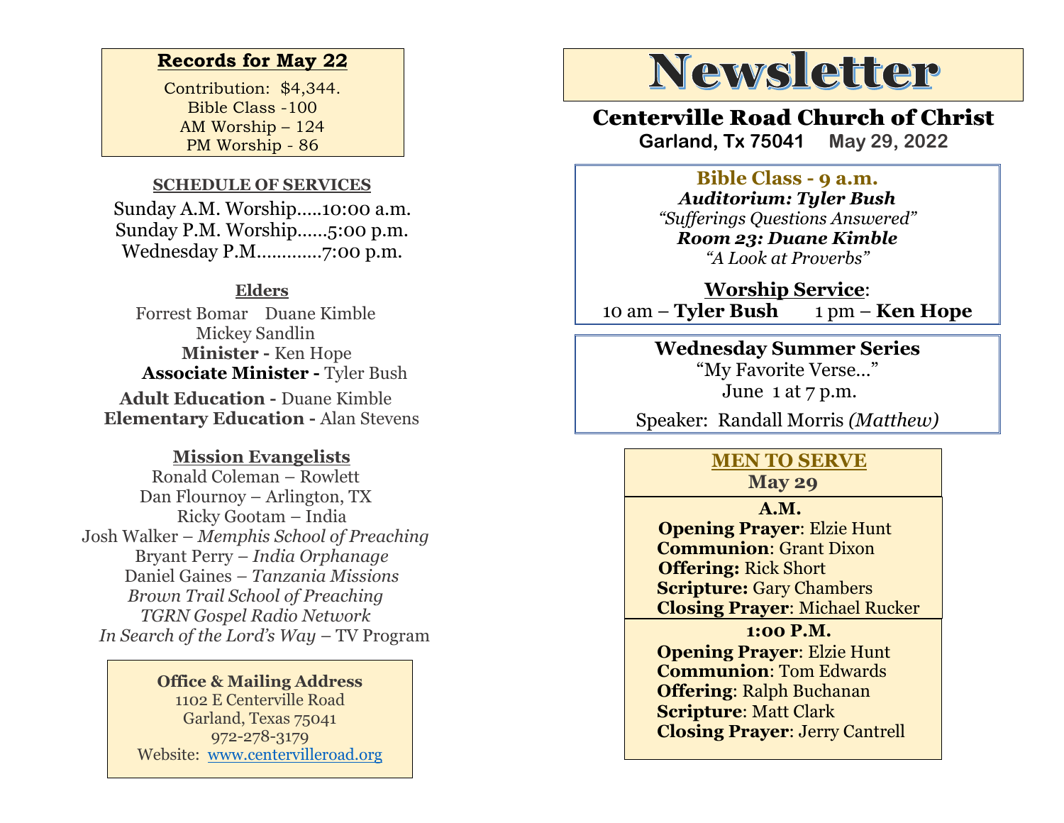**Records for May 22**

Contribution: $4,344.
Bible Class -100
AM Worship – 124
PM Worship - 86

**SCHEDULE OF SERVICES**

Sunday A.M. Worship…..10:00 a.m.
Sunday P.M. Worship……5:00 p.m.
Wednesday P.M.…………7:00 p.m.

**Elders**

Forrest Bomar Duane Kimble
Mickey Sandlin

**Minister -** Ken Hope
**Associate Minister -** Tyler Bush

**Adult Education -** Duane Kimble
**Elementary Education -** Alan Stevens

**Mission Evangelists**

Ronald Coleman – Rowlett
Dan Flournoy – Arlington, TX
Ricky Gootam – India
Josh Walker – *Memphis School of Preaching*
Bryant Perry – *India Orphanage*
Daniel Gaines – *Tanzania Missions*
*Brown Trail School of Preaching*
*TGRN Gospel Radio Network*
*In Search of the Lord's Way* – TV Program

**Office & Mailing Address**
1102 E Centerville Road
Garland, Texas 75041
972-278-3179
Website: www.centervilleroad.org

# Newsletter

## Centerville Road Church of Christ

**Garland, Tx 75041 May 29, 2022**

**Bible Class - 9 a.m.**
***Auditorium: Tyler Bush***
*"Sufferings Questions Answered"*
***Room 23: Duane Kimble***
*"A Look at Proverbs"*

**Worship Service**:
10 am – **Tyler Bush** 1 pm – **Ken Hope**

**Wednesday Summer Series**
"My Favorite Verse…"
June 1 at 7 p.m.
Speaker: Randall Morris *(Matthew)*

**MEN TO SERVE**
**May 29**

**A.M.**
**Opening Prayer**: Elzie Hunt
**Communion**: Grant Dixon
**Offering:** Rick Short
**Scripture:** Gary Chambers
**Closing Prayer**: Michael Rucker

**1:00 P.M.**
**Opening Prayer**: Elzie Hunt
**Communion**: Tom Edwards
**Offering**: Ralph Buchanan
**Scripture**: Matt Clark
**Closing Prayer**: Jerry Cantrell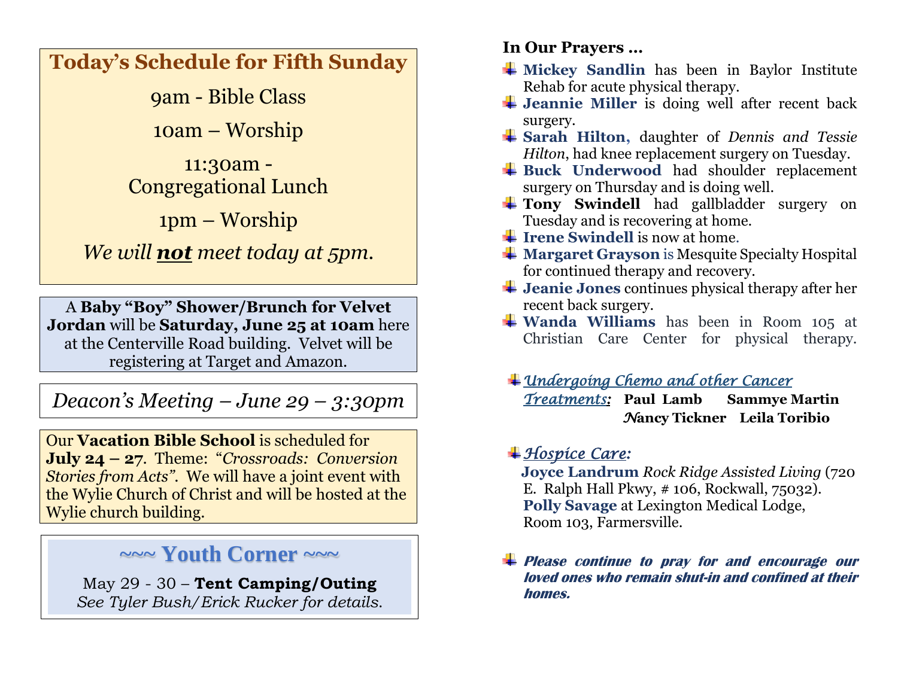## Today's Schedule for Fifth Sunday

9am - Bible Class

10am – Worship

11:30am - Congregational Lunch

1pm – Worship

*We will **not** meet today at 5pm.*

A **Baby "Boy" Shower/Brunch for Velvet Jordan** will be **Saturday, June 25 at 10am** here at the Centerville Road building. Velvet will be registering at Target and Amazon.

*Deacon's Meeting – June 29 – 3:30pm*

Our **Vacation Bible School** is scheduled for **July 24 – 27**. Theme: *"Crossroads: Conversion Stories from Acts"*. We will have a joint event with the Wylie Church of Christ and will be hosted at the Wylie church building.

## ~~~ Youth Corner ~~~

May 29 - 30 – **Tent Camping/Outing**

*See Tyler Bush/Erick Rucker for details.*

**In Our Prayers …**

- **Mickey Sandlin** has been in Baylor Institute Rehab for acute physical therapy.
- **Jeannie Miller** is doing well after recent back surgery.
- **Sarah Hilton,** daughter of *Dennis and Tessie Hilton*, had knee replacement surgery on Tuesday.
- **Buck Underwood** had shoulder replacement surgery on Thursday and is doing well.
- **Tony Swindell** had gallbladder surgery on Tuesday and is recovering at home.
- **Irene Swindell** is now at home.
- **Margaret Grayson** is Mesquite Specialty Hospital for continued therapy and recovery.
- **Jeanie Jones** continues physical therapy after her recent back surgery.
- **Wanda Williams** has been in Room 105 at Christian Care Center for physical therapy.

- *Undergoing Chemo and other Cancer Treatments:* **Paul Lamb** **Sammye Martin** **Nancy Tickner** **Leila Toribio**

- *Hospice Care:*
  **Joyce Landrum** *Rock Ridge Assisted Living* (720 E. Ralph Hall Pkwy, # 106, Rockwall, 75032).
  **Polly Savage** at Lexington Medical Lodge, Room 103, Farmersville.

- ***Please continue to pray for and encourage our loved ones who remain shut-in and confined at their homes.***